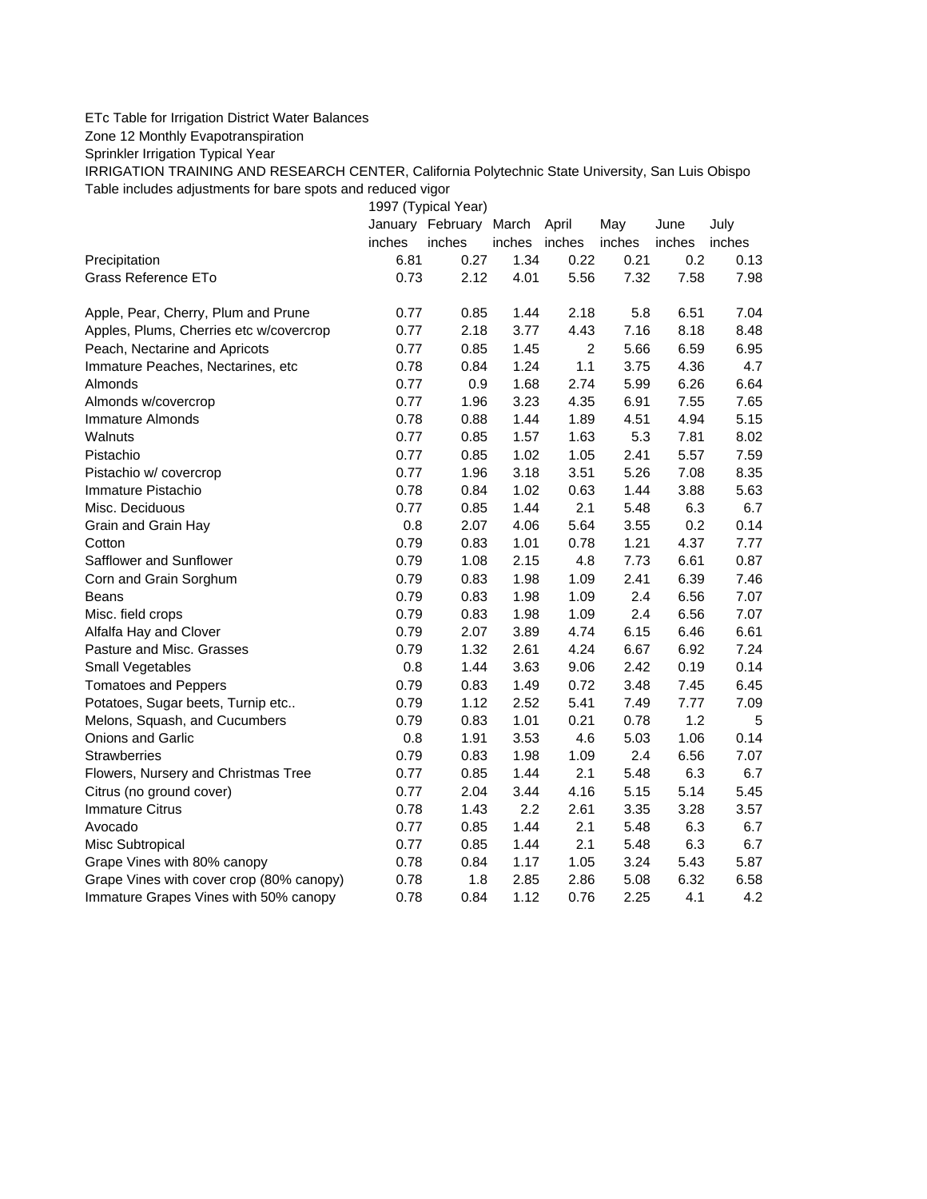ETc Table for Irrigation District Water Balances

Zone 12 Monthly Evapotranspiration

Sprinkler Irrigation Typical Year

IRRIGATION TRAINING AND RESEARCH CENTER, California Polytechnic State University, San Luis Obispo

Table includes adjustments for bare spots and reduced vigor

| | 1997 (Typical Year) | | | | | | |
|---|---|---|---|---|---|---|---|
| | January | February | March | April | May | June | July |
| | inches | inches | inches | inches | inches | inches | inches |
| Precipitation | 6.81 | 0.27 | 1.34 | 0.22 | 0.21 | 0.2 | 0.13 |
| Grass Reference ETo | 0.73 | 2.12 | 4.01 | 5.56 | 7.32 | 7.58 | 7.98 |
| | | | | | | | |
| Apple, Pear, Cherry, Plum and Prune | 0.77 | 0.85 | 1.44 | 2.18 | 5.8 | 6.51 | 7.04 |
| Apples, Plums, Cherries etc w/covercrop | 0.77 | 2.18 | 3.77 | 4.43 | 7.16 | 8.18 | 8.48 |
| Peach, Nectarine and Apricots | 0.77 | 0.85 | 1.45 | 2 | 5.66 | 6.59 | 6.95 |
| Immature Peaches, Nectarines, etc | 0.78 | 0.84 | 1.24 | 1.1 | 3.75 | 4.36 | 4.7 |
| Almonds | 0.77 | 0.9 | 1.68 | 2.74 | 5.99 | 6.26 | 6.64 |
| Almonds w/covercrop | 0.77 | 1.96 | 3.23 | 4.35 | 6.91 | 7.55 | 7.65 |
| Immature Almonds | 0.78 | 0.88 | 1.44 | 1.89 | 4.51 | 4.94 | 5.15 |
| Walnuts | 0.77 | 0.85 | 1.57 | 1.63 | 5.3 | 7.81 | 8.02 |
| Pistachio | 0.77 | 0.85 | 1.02 | 1.05 | 2.41 | 5.57 | 7.59 |
| Pistachio w/ covercrop | 0.77 | 1.96 | 3.18 | 3.51 | 5.26 | 7.08 | 8.35 |
| Immature Pistachio | 0.78 | 0.84 | 1.02 | 0.63 | 1.44 | 3.88 | 5.63 |
| Misc. Deciduous | 0.77 | 0.85 | 1.44 | 2.1 | 5.48 | 6.3 | 6.7 |
| Grain and Grain Hay | 0.8 | 2.07 | 4.06 | 5.64 | 3.55 | 0.2 | 0.14 |
| Cotton | 0.79 | 0.83 | 1.01 | 0.78 | 1.21 | 4.37 | 7.77 |
| Safflower and Sunflower | 0.79 | 1.08 | 2.15 | 4.8 | 7.73 | 6.61 | 0.87 |
| Corn and Grain Sorghum | 0.79 | 0.83 | 1.98 | 1.09 | 2.41 | 6.39 | 7.46 |
| Beans | 0.79 | 0.83 | 1.98 | 1.09 | 2.4 | 6.56 | 7.07 |
| Misc. field crops | 0.79 | 0.83 | 1.98 | 1.09 | 2.4 | 6.56 | 7.07 |
| Alfalfa Hay and Clover | 0.79 | 2.07 | 3.89 | 4.74 | 6.15 | 6.46 | 6.61 |
| Pasture and Misc. Grasses | 0.79 | 1.32 | 2.61 | 4.24 | 6.67 | 6.92 | 7.24 |
| Small Vegetables | 0.8 | 1.44 | 3.63 | 9.06 | 2.42 | 0.19 | 0.14 |
| Tomatoes and Peppers | 0.79 | 0.83 | 1.49 | 0.72 | 3.48 | 7.45 | 6.45 |
| Potatoes, Sugar beets, Turnip etc.. | 0.79 | 1.12 | 2.52 | 5.41 | 7.49 | 7.77 | 7.09 |
| Melons, Squash, and Cucumbers | 0.79 | 0.83 | 1.01 | 0.21 | 0.78 | 1.2 | 5 |
| Onions and Garlic | 0.8 | 1.91 | 3.53 | 4.6 | 5.03 | 1.06 | 0.14 |
| Strawberries | 0.79 | 0.83 | 1.98 | 1.09 | 2.4 | 6.56 | 7.07 |
| Flowers, Nursery and Christmas Tree | 0.77 | 0.85 | 1.44 | 2.1 | 5.48 | 6.3 | 6.7 |
| Citrus (no ground cover) | 0.77 | 2.04 | 3.44 | 4.16 | 5.15 | 5.14 | 5.45 |
| Immature Citrus | 0.78 | 1.43 | 2.2 | 2.61 | 3.35 | 3.28 | 3.57 |
| Avocado | 0.77 | 0.85 | 1.44 | 2.1 | 5.48 | 6.3 | 6.7 |
| Misc Subtropical | 0.77 | 0.85 | 1.44 | 2.1 | 5.48 | 6.3 | 6.7 |
| Grape Vines with 80% canopy | 0.78 | 0.84 | 1.17 | 1.05 | 3.24 | 5.43 | 5.87 |
| Grape Vines with cover crop (80% canopy) | 0.78 | 1.8 | 2.85 | 2.86 | 5.08 | 6.32 | 6.58 |
| Immature Grapes Vines with 50% canopy | 0.78 | 0.84 | 1.12 | 0.76 | 2.25 | 4.1 | 4.2 |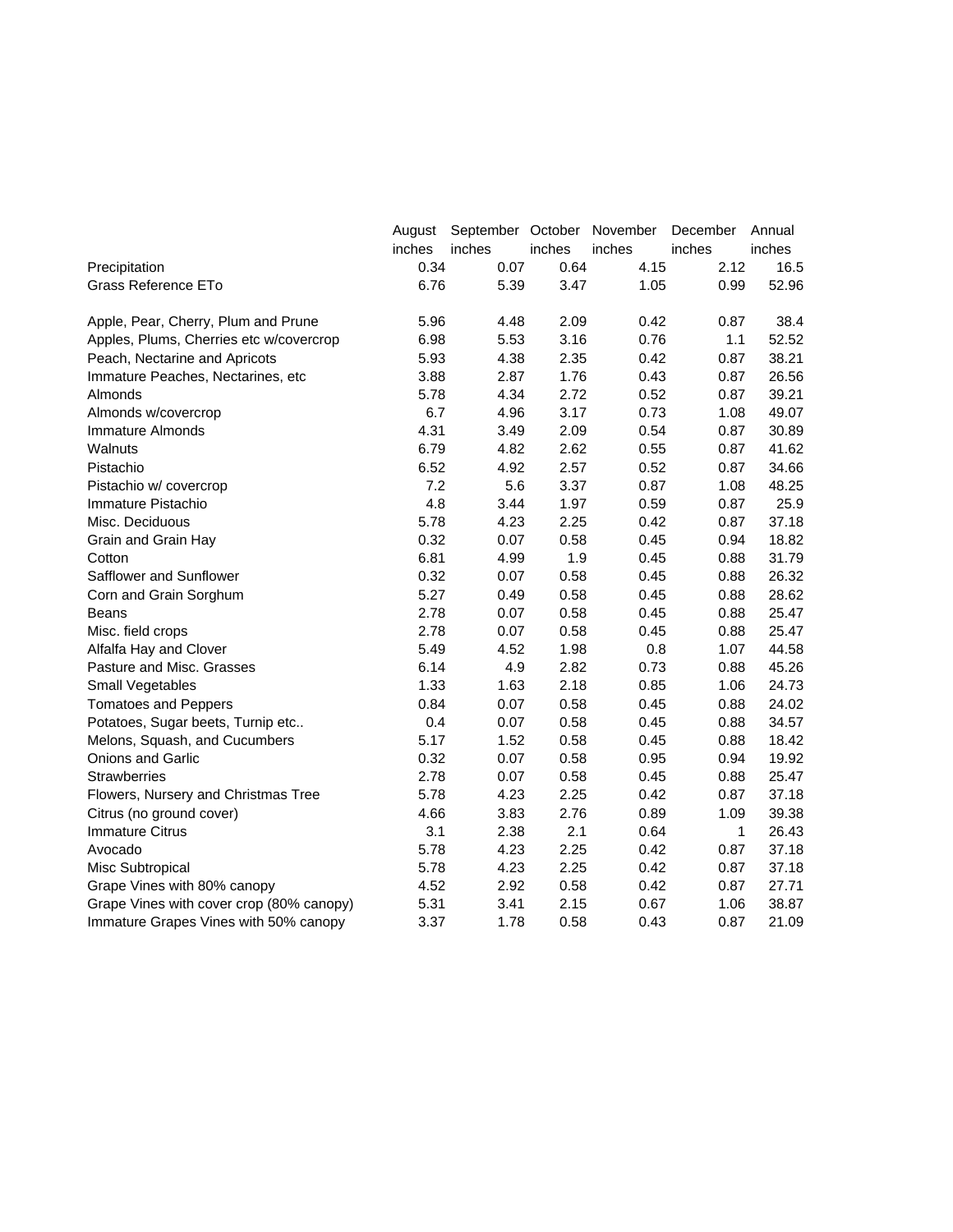| | August inches | September inches | October inches | November inches | December inches | Annual inches |
|---|---|---|---|---|---|---|
| Precipitation | 0.34 | 0.07 | 0.64 | 4.15 | 2.12 | 16.5 |
| Grass Reference ETo | 6.76 | 5.39 | 3.47 | 1.05 | 0.99 | 52.96 |
| | | | | | | |
| Apple, Pear, Cherry, Plum and Prune | 5.96 | 4.48 | 2.09 | 0.42 | 0.87 | 38.4 |
| Apples, Plums, Cherries etc w/covercrop | 6.98 | 5.53 | 3.16 | 0.76 | 1.1 | 52.52 |
| Peach, Nectarine and Apricots | 5.93 | 4.38 | 2.35 | 0.42 | 0.87 | 38.21 |
| Immature Peaches, Nectarines, etc | 3.88 | 2.87 | 1.76 | 0.43 | 0.87 | 26.56 |
| Almonds | 5.78 | 4.34 | 2.72 | 0.52 | 0.87 | 39.21 |
| Almonds w/covercrop | 6.7 | 4.96 | 3.17 | 0.73 | 1.08 | 49.07 |
| Immature Almonds | 4.31 | 3.49 | 2.09 | 0.54 | 0.87 | 30.89 |
| Walnuts | 6.79 | 4.82 | 2.62 | 0.55 | 0.87 | 41.62 |
| Pistachio | 6.52 | 4.92 | 2.57 | 0.52 | 0.87 | 34.66 |
| Pistachio w/ covercrop | 7.2 | 5.6 | 3.37 | 0.87 | 1.08 | 48.25 |
| Immature Pistachio | 4.8 | 3.44 | 1.97 | 0.59 | 0.87 | 25.9 |
| Misc. Deciduous | 5.78 | 4.23 | 2.25 | 0.42 | 0.87 | 37.18 |
| Grain and Grain Hay | 0.32 | 0.07 | 0.58 | 0.45 | 0.94 | 18.82 |
| Cotton | 6.81 | 4.99 | 1.9 | 0.45 | 0.88 | 31.79 |
| Safflower and Sunflower | 0.32 | 0.07 | 0.58 | 0.45 | 0.88 | 26.32 |
| Corn and Grain Sorghum | 5.27 | 0.49 | 0.58 | 0.45 | 0.88 | 28.62 |
| Beans | 2.78 | 0.07 | 0.58 | 0.45 | 0.88 | 25.47 |
| Misc. field crops | 2.78 | 0.07 | 0.58 | 0.45 | 0.88 | 25.47 |
| Alfalfa Hay and Clover | 5.49 | 4.52 | 1.98 | 0.8 | 1.07 | 44.58 |
| Pasture and Misc. Grasses | 6.14 | 4.9 | 2.82 | 0.73 | 0.88 | 45.26 |
| Small Vegetables | 1.33 | 1.63 | 2.18 | 0.85 | 1.06 | 24.73 |
| Tomatoes and Peppers | 0.84 | 0.07 | 0.58 | 0.45 | 0.88 | 24.02 |
| Potatoes, Sugar beets, Turnip etc.. | 0.4 | 0.07 | 0.58 | 0.45 | 0.88 | 34.57 |
| Melons, Squash, and Cucumbers | 5.17 | 1.52 | 0.58 | 0.45 | 0.88 | 18.42 |
| Onions and Garlic | 0.32 | 0.07 | 0.58 | 0.95 | 0.94 | 19.92 |
| Strawberries | 2.78 | 0.07 | 0.58 | 0.45 | 0.88 | 25.47 |
| Flowers, Nursery and Christmas Tree | 5.78 | 4.23 | 2.25 | 0.42 | 0.87 | 37.18 |
| Citrus (no ground cover) | 4.66 | 3.83 | 2.76 | 0.89 | 1.09 | 39.38 |
| Immature Citrus | 3.1 | 2.38 | 2.1 | 0.64 | 1 | 26.43 |
| Avocado | 5.78 | 4.23 | 2.25 | 0.42 | 0.87 | 37.18 |
| Misc Subtropical | 5.78 | 4.23 | 2.25 | 0.42 | 0.87 | 37.18 |
| Grape Vines with 80% canopy | 4.52 | 2.92 | 0.58 | 0.42 | 0.87 | 27.71 |
| Grape Vines with cover crop (80% canopy) | 5.31 | 3.41 | 2.15 | 0.67 | 1.06 | 38.87 |
| Immature Grapes Vines with 50% canopy | 3.37 | 1.78 | 0.58 | 0.43 | 0.87 | 21.09 |